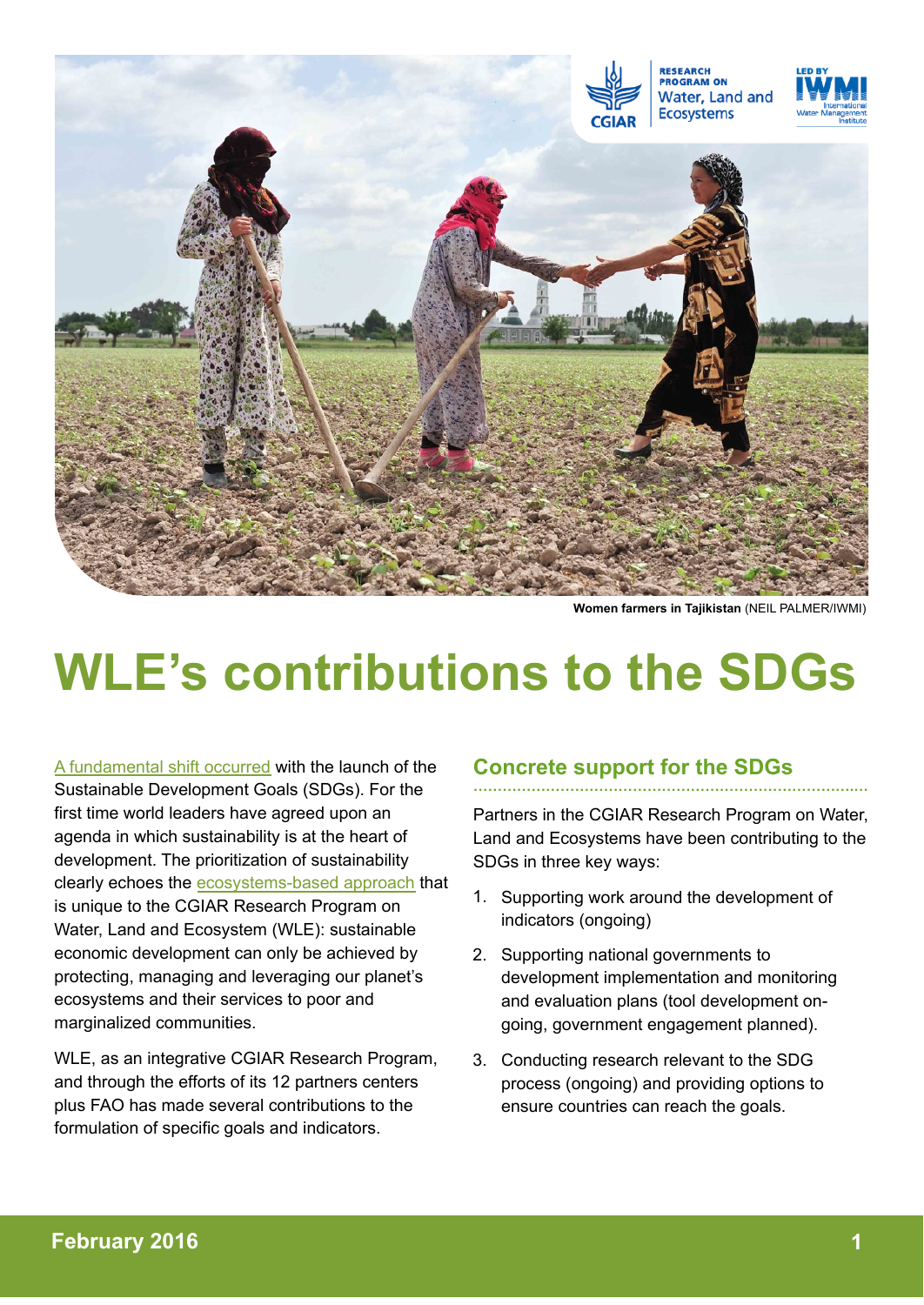Women farmers in Tajikistan (NEIL PALMER/IWMI)

# WLE's contributions to the SDGs

A fundamental shift occurred with the launch of the Sustainable Development Goals (SDGs). For the first time world leaders have agreed upon an agenda in which sustainability is at the heart of development. The prioritization of sustainability clearly echoes the ecosystems-based approach that is unique to the CGIAR Research Program on Water, Land and Ecosystem (WLE): sustainable economic development can only be achieved by protecting, managing and leveraging our planet's ecosystems and their services to poor and marginalized communities.

WLE, as an integrative CGIAR Research Program, and through the efforts of its 12 partners centers plus FAO has made several contributions to the formulation of specific goals and indicators.

## Concrete support for the SDGs

Partners in the CGIAR Research Program on Water, Land and Ecosystems have been contributing to the SDGs in three key ways:

1. Supporting work around the development of indicators (ongoing)
2. Supporting national governments to development implementation and monitoring and evaluation plans (tool development on-going, government engagement planned).
3. Conducting research relevant to the SDG process (ongoing) and providing options to ensure countries can reach the goals.

February 2016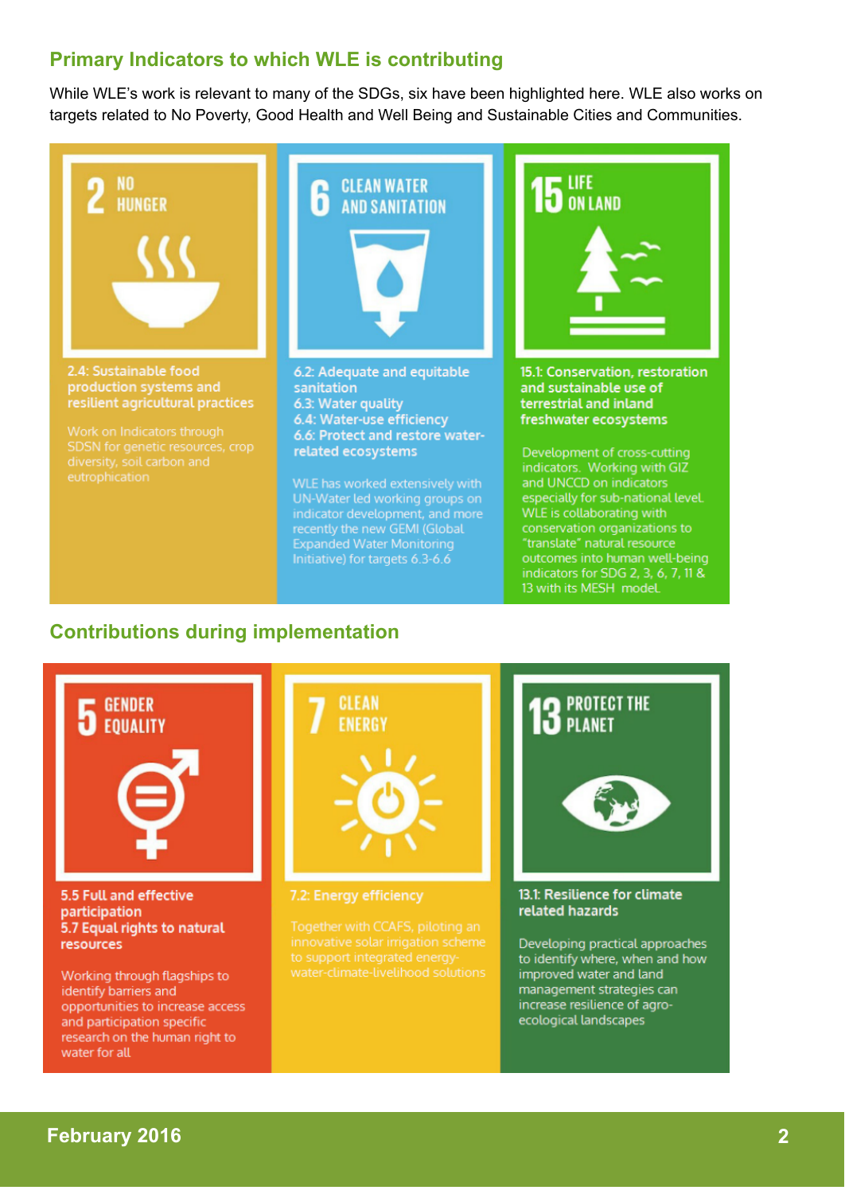## Primary Indicators to which WLE is contributing

While WLE's work is relevant to many of the SDGs, six have been highlighted here. WLE also works on targets related to No Poverty, Good Health and Well Being and Sustainable Cities and Communities.

### 2 NO HUNGER

**2.4: Sustainable food production systems and resilient agricultural practices**

Work on Indicators through SDSN for genetic resources, crop diversity, soil carbon and eutrophication

### 6 CLEAN WATER AND SANITATION

**6.2: Adequate and equitable sanitation**
**6.3: Water quality**
**6.4: Water-use efficiency**
**6.6: Protect and restore water-related ecosystems**

WLE has worked extensively with UN-Water led working groups on indicator development, and more recently the new GEMI (Global Expanded Water Monitoring Initiative) for targets 6.3-6.6

### 15 LIFE ON LAND

**15.1: Conservation, restoration and sustainable use of terrestrial and inland freshwater ecosystems**

Development of cross-cutting indicators. Working with GIZ and UNCCD on indicators especially for sub-national level. WLE is collaborating with conservation organizations to "translate" natural resource outcomes into human well-being indicators for SDG 2, 3, 6, 7, 11 & 13 with its MESH model.

## Contributions during implementation

### 5 GENDER EQUALITY

**5.5 Full and effective participation**
**5.7 Equal rights to natural resources**

Working through flagships to identify barriers and opportunities to increase access and participation specific research on the human right to water for all

### 7 CLEAN ENERGY

**7.2: Energy efficiency**

Together with CCAFS, piloting an innovative solar irrigation scheme to support integrated energy-water-climate-livelihood solutions

### 13 PROTECT THE PLANET

**13.1: Resilience for climate related hazards**

Developing practical approaches to identify where, when and how improved water and land management strategies can increase resilience of agro-ecological landscapes

February 2016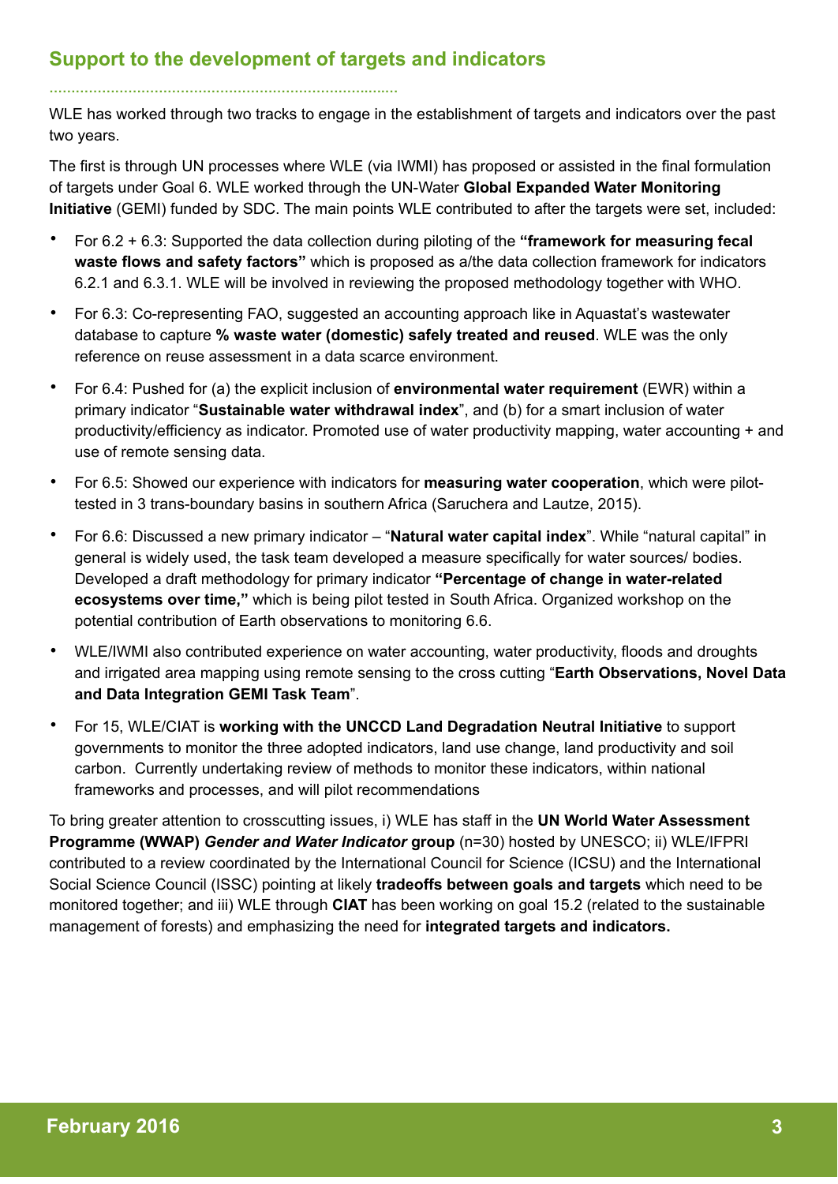## Support to the development of targets and indicators

WLE has worked through two tracks to engage in the establishment of targets and indicators over the past two years.

The first is through UN processes where WLE (via IWMI) has proposed or assisted in the final formulation of targets under Goal 6. WLE worked through the UN-Water **Global Expanded Water Monitoring Initiative** (GEMI) funded by SDC. The main points WLE contributed to after the targets were set, included:

- For 6.2 + 6.3: Supported the data collection during piloting of the **"framework for measuring fecal waste flows and safety factors"** which is proposed as a/the data collection framework for indicators 6.2.1 and 6.3.1. WLE will be involved in reviewing the proposed methodology together with WHO.
- For 6.3: Co-representing FAO, suggested an accounting approach like in Aquastat's wastewater database to capture **% waste water (domestic) safely treated and reused**. WLE was the only reference on reuse assessment in a data scarce environment.
- For 6.4: Pushed for (a) the explicit inclusion of **environmental water requirement** (EWR) within a primary indicator "**Sustainable water withdrawal index**", and (b) for a smart inclusion of water productivity/efficiency as indicator. Promoted use of water productivity mapping, water accounting + and use of remote sensing data.
- For 6.5: Showed our experience with indicators for **measuring water cooperation**, which were pilot-tested in 3 trans-boundary basins in southern Africa (Saruchera and Lautze, 2015).
- For 6.6: Discussed a new primary indicator – "**Natural water capital index**". While "natural capital" in general is widely used, the task team developed a measure specifically for water sources/ bodies. Developed a draft methodology for primary indicator **"Percentage of change in water-related ecosystems over time,"** which is being pilot tested in South Africa. Organized workshop on the potential contribution of Earth observations to monitoring 6.6.
- WLE/IWMI also contributed experience on water accounting, water productivity, floods and droughts and irrigated area mapping using remote sensing to the cross cutting "**Earth Observations, Novel Data and Data Integration GEMI Task Team**".
- For 15, WLE/CIAT is **working with the UNCCD Land Degradation Neutral Initiative** to support governments to monitor the three adopted indicators, land use change, land productivity and soil carbon. Currently undertaking review of methods to monitor these indicators, within national frameworks and processes, and will pilot recommendations

To bring greater attention to crosscutting issues, i) WLE has staff in the **UN World Water Assessment Programme (WWAP)** ***Gender and Water Indicator*** **group** (n=30) hosted by UNESCO; ii) WLE/IFPRI contributed to a review coordinated by the International Council for Science (ICSU) and the International Social Science Council (ISSC) pointing at likely **tradeoffs between goals and targets** which need to be monitored together; and iii) WLE through **CIAT** has been working on goal 15.2 (related to the sustainable management of forests) and emphasizing the need for **integrated targets and indicators.**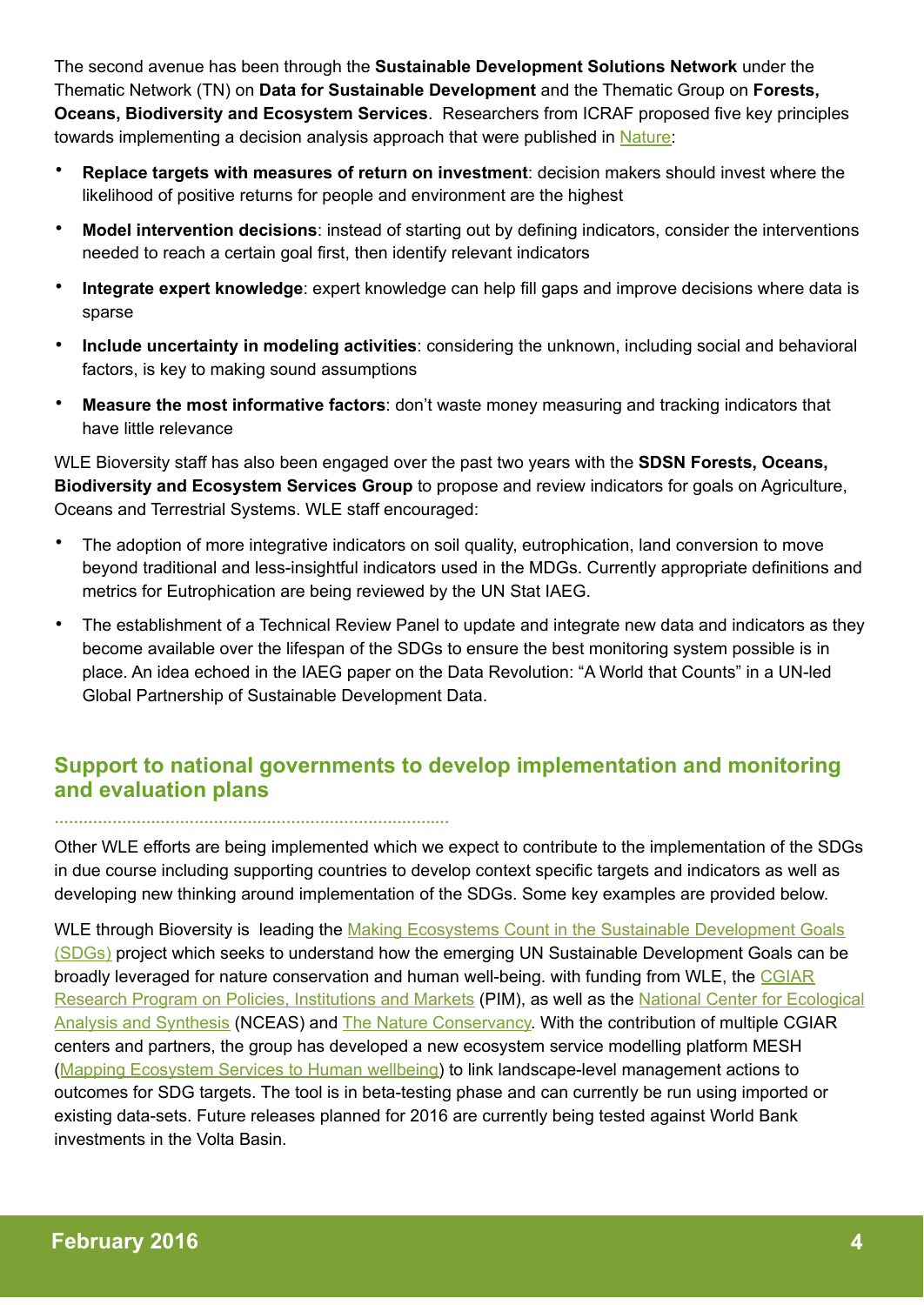The second avenue has been through the **Sustainable Development Solutions Network** under the Thematic Network (TN) on **Data for Sustainable Development** and the Thematic Group on **Forests, Oceans, Biodiversity and Ecosystem Services**. Researchers from ICRAF proposed five key principles towards implementing a decision analysis approach that were published in Nature:

- **Replace targets with measures of return on investment**: decision makers should invest where the likelihood of positive returns for people and environment are the highest
- **Model intervention decisions**: instead of starting out by defining indicators, consider the interventions needed to reach a certain goal first, then identify relevant indicators
- **Integrate expert knowledge**: expert knowledge can help fill gaps and improve decisions where data is sparse
- **Include uncertainty in modeling activities**: considering the unknown, including social and behavioral factors, is key to making sound assumptions
- **Measure the most informative factors**: don't waste money measuring and tracking indicators that have little relevance

WLE Bioversity staff has also been engaged over the past two years with the **SDSN Forests, Oceans, Biodiversity and Ecosystem Services Group** to propose and review indicators for goals on Agriculture, Oceans and Terrestrial Systems. WLE staff encouraged:

- The adoption of more integrative indicators on soil quality, eutrophication, land conversion to move beyond traditional and less-insightful indicators used in the MDGs. Currently appropriate definitions and metrics for Eutrophication are being reviewed by the UN Stat IAEG.
- The establishment of a Technical Review Panel to update and integrate new data and indicators as they become available over the lifespan of the SDGs to ensure the best monitoring system possible is in place. An idea echoed in the IAEG paper on the Data Revolution: "A World that Counts" in a UN-led Global Partnership of Sustainable Development Data.

## Support to national governments to develop implementation and monitoring and evaluation plans

Other WLE efforts are being implemented which we expect to contribute to the implementation of the SDGs in due course including supporting countries to develop context specific targets and indicators as well as developing new thinking around implementation of the SDGs. Some key examples are provided below.

WLE through Bioversity is leading the Making Ecosystems Count in the Sustainable Development Goals (SDGs) project which seeks to understand how the emerging UN Sustainable Development Goals can be broadly leveraged for nature conservation and human well-being. with funding from WLE, the CGIAR Research Program on Policies, Institutions and Markets (PIM), as well as the National Center for Ecological Analysis and Synthesis (NCEAS) and The Nature Conservancy. With the contribution of multiple CGIAR centers and partners, the group has developed a new ecosystem service modelling platform MESH (Mapping Ecosystem Services to Human wellbeing) to link landscape-level management actions to outcomes for SDG targets. The tool is in beta-testing phase and can currently be run using imported or existing data-sets. Future releases planned for 2016 are currently being tested against World Bank investments in the Volta Basin.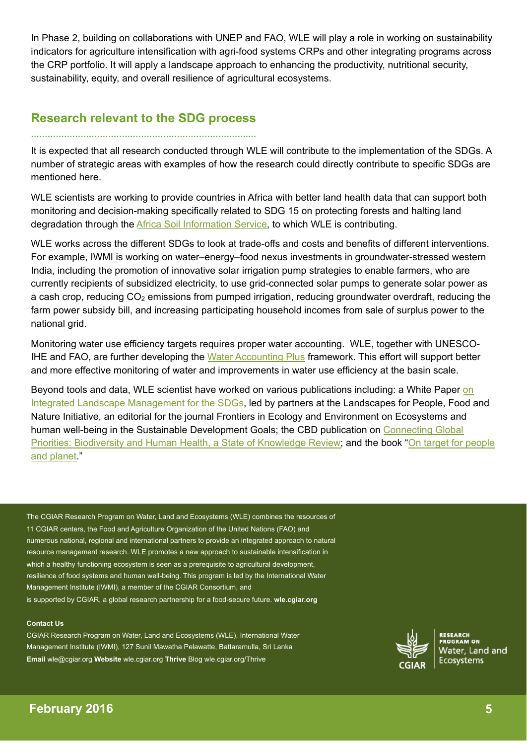In Phase 2, building on collaborations with UNEP and FAO, WLE will play a role in working on sustainability indicators for agriculture intensification with agri-food systems CRPs and other integrating programs across the CRP portfolio. It will apply a landscape approach to enhancing the productivity, nutritional security, sustainability, equity, and overall resilience of agricultural ecosystems.

## Research relevant to the SDG process

It is expected that all research conducted through WLE will contribute to the implementation of the SDGs. A number of strategic areas with examples of how the research could directly contribute to specific SDGs are mentioned here.

WLE scientists are working to provide countries in Africa with better land health data that can support both monitoring and decision-making specifically related to SDG 15 on protecting forests and halting land degradation through the Africa Soil Information Service, to which WLE is contributing.

WLE works across the different SDGs to look at trade-offs and costs and benefits of different interventions. For example, IWMI is working on water–energy–food nexus investments in groundwater-stressed western India, including the promotion of innovative solar irrigation pump strategies to enable farmers, who are currently recipients of subsidized electricity, to use grid-connected solar pumps to generate solar power as a cash crop, reducing $CO_2$ emissions from pumped irrigation, reducing groundwater overdraft, reducing the farm power subsidy bill, and increasing participating household incomes from sale of surplus power to the national grid.

Monitoring water use efficiency targets requires proper water accounting. WLE, together with UNESCO-IHE and FAO, are further developing the Water Accounting Plus framework. This effort will support better and more effective monitoring of water and improvements in water use efficiency at the basin scale.

Beyond tools and data, WLE scientist have worked on various publications including: a White Paper on Integrated Landscape Management for the SDGs, led by partners at the Landscapes for People, Food and Nature Initiative, an editorial for the journal Frontiers in Ecology and Environment on Ecosystems and human well-being in the Sustainable Development Goals; the CBD publication on Connecting Global Priorities: Biodiversity and Human Health, a State of Knowledge Review; and the book "On target for people and planet."

The CGIAR Research Program on Water, Land and Ecosystems (WLE) combines the resources of 11 CGIAR centers, the Food and Agriculture Organization of the United Nations (FAO) and numerous national, regional and international partners to provide an integrated approach to natural resource management research. WLE promotes a new approach to sustainable intensification in which a healthy functioning ecosystem is seen as a prerequisite to agricultural development, resilience of food systems and human well-being. This program is led by the International Water Management Institute (IWMI), a member of the CGIAR Consortium, and is supported by CGIAR, a global research partnership for a food-secure future. **wle.cgiar.org**

**Contact Us**

CGIAR Research Program on Water, Land and Ecosystems (WLE), International Water Management Institute (IWMI), 127 Sunil Mawatha Pelawatte, Battaramulla, Sri Lanka

**Email** wle@cgiar.org **Website** wle.cgiar.org **Thrive** Blog wle.cgiar.org/Thrive

CGIAR RESEARCH PROGRAM ON Water, Land and Ecosystems

February 2016